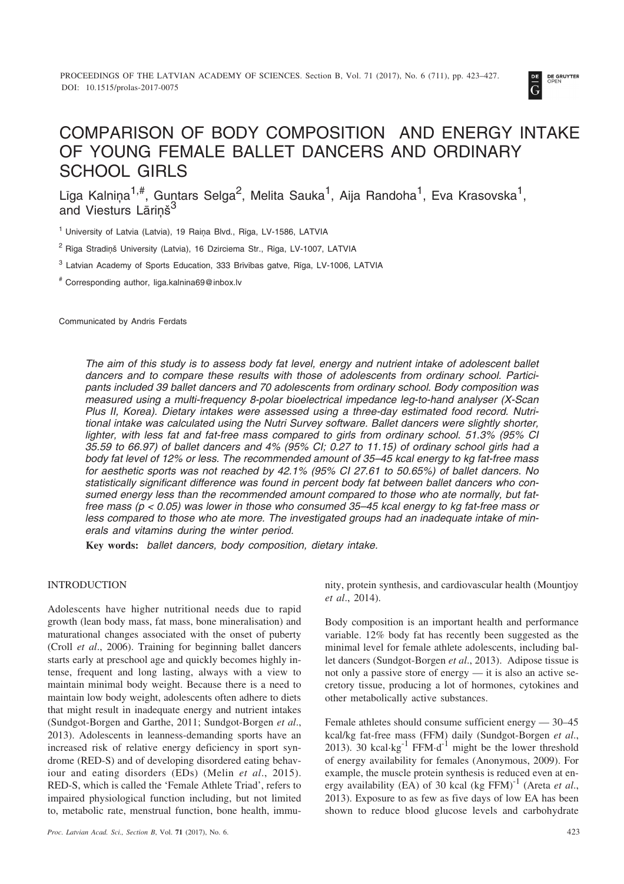# COMPARISON OF BODY COMPOSITION AND ENERGY INTAKE OF YOUNG FEMALE BALLET DANCERS AND ORDINARY SCHOOL GIRLS

Līga Kalniņa[1,#], Guntars Selga[2], Melita Sauka[1], Aija Randoha[1], Eva Krasovska[1], and Viesturs Lāriņš[3]

[1] University of Latvia (Latvia), 19 Raiņa Blvd., Rīga, LV-1586, LATVIA

[2] Rīga Stradiņš University (Latvia), 16 Dzirciema Str., Rīga, LV-1007, LATVIA

[3] Latvian Academy of Sports Education, 333 Brīvības gatve, Rīga, LV-1006, LATVIA

[#] Corresponding author, liga.kalnina69@inbox.lv

Communicated by Andris Ferdats

*The aim of this study is to assess body fat level, energy and nutrient intake of adolescent ballet dancers and to compare these results with those of adolescents from ordinary school. Participants included 39 ballet dancers and 70 adolescents from ordinary school. Body composition was measured using a multi-frequency 8-polar bioelectrical impedance leg-to-hand analyser (X-Scan Plus II, Korea). Dietary intakes were assessed using a three-day estimated food record. Nutritional intake was calculated using the Nutri Survey software. Ballet dancers were slightly shorter, lighter, with less fat and fat-free mass compared to girls from ordinary school. 51.3% (95% CI 35.59 to 66.97) of ballet dancers and 4% (95% CI; 0.27 to 11.15) of ordinary school girls had a body fat level of 12% or less. The recommended amount of 35–45 kcal energy to kg fat-free mass for aesthetic sports was not reached by 42.1% (95% CI 27.61 to 50.65%) of ballet dancers. No statistically significant difference was found in percent body fat between ballet dancers who consumed energy less than the recommended amount compared to those who ate normally, but fat-free mass ($p < 0.05$) was lower in those who consumed 35–45 kcal energy to kg fat-free mass or less compared to those who ate more. The investigated groups had an inadequate intake of minerals and vitamins during the winter period.*

**Key words:** *ballet dancers, body composition, dietary intake.*

## INTRODUCTION

Adolescents have higher nutritional needs due to rapid growth (lean body mass, fat mass, bone mineralisation) and maturational changes associated with the onset of puberty (Croll *et al*., 2006). Training for beginning ballet dancers starts early at preschool age and quickly becomes highly intense, frequent and long lasting, always with a view to maintain minimal body weight. Because there is a need to maintain low body weight, adolescents often adhere to diets that might result in inadequate energy and nutrient intakes (Sundgot-Borgen and Garthe, 2011; Sundgot-Borgen *et al*., 2013). Adolescents in leanness-demanding sports have an increased risk of relative energy deficiency in sport syndrome (RED-S) and of developing disordered eating behaviour and eating disorders (EDs) (Melin *et al*., 2015). RED-S, which is called the 'Female Athlete Triad', refers to impaired physiological function including, but not limited to, metabolic rate, menstrual function, bone health, immunity, protein synthesis, and cardiovascular health (Mountjoy *et al*., 2014).

Body composition is an important health and performance variable. 12% body fat has recently been suggested as the minimal level for female athlete adolescents, including ballet dancers (Sundgot-Borgen *et al*., 2013). Adipose tissue is not only a passive store of energy — it is also an active secretory tissue, producing a lot of hormones, cytokines and other metabolically active substances.

Female athletes should consume sufficient energy — 30–45 kcal/kg fat-free mass (FFM) daily (Sundgot-Borgen *et al*., 2013). 30 $\text{kcal}\cdot\text{kg}^{-1}\ \text{FFM}\cdot\text{d}^{-1}$ might be the lower threshold of energy availability for females (Anonymous, 2009). For example, the muscle protein synthesis is reduced even at energy availability (EA) of 30 kcal $(\text{kg FFM})^{-1}$ (Areta *et al*., 2013). Exposure to as few as five days of low EA has been shown to reduce blood glucose levels and carbohydrate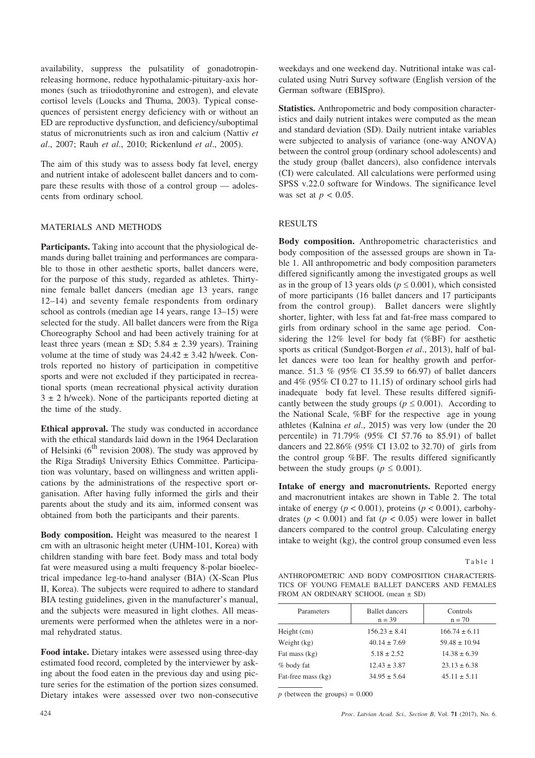availability, suppress the pulsatility of gonadotropin-releasing hormone, reduce hypothalamic-pituitary-axis hormones (such as triiodothyronine and estrogen), and elevate cortisol levels (Loucks and Thuma, 2003). Typical consequences of persistent energy deficiency with or without an ED are reproductive dysfunction, and deficiency/suboptimal status of micronutrients such as iron and calcium (Nattiv *et al*., 2007; Rauh *et al*., 2010; Rickenlund *et al*., 2005).

The aim of this study was to assess body fat level, energy and nutrient intake of adolescent ballet dancers and to compare these results with those of a control group — adolescents from ordinary school.

## MATERIALS AND METHODS

**Participants.** Taking into account that the physiological demands during ballet training and performances are comparable to those in other aesthetic sports, ballet dancers were, for the purpose of this study, regarded as athletes. Thirty-nine female ballet dancers (median age 13 years, range 12–14) and seventy female respondents from ordinary school as controls (median age 14 years, range 13–15) were selected for the study. All ballet dancers were from the Rīga Choreography School and had been actively training for at least three years (mean ± SD; 5.84 ± 2.39 years). Training volume at the time of study was 24.42 ± 3.42 h/week. Controls reported no history of participation in competitive sports and were not excluded if they participated in recreational sports (mean recreational physical activity duration 3 ± 2 h/week). None of the participants reported dieting at the time of the study.

**Ethical approval.** The study was conducted in accordance with the ethical standards laid down in the 1964 Declaration of Helsinki (6$^{th}$ revision 2008). The study was approved by the Rīga Stradiņš University Ethics Committee. Participation was voluntary, based on willingness and written applications by the administrations of the respective sport organisation. After having fully informed the girls and their parents about the study and its aim, informed consent was obtained from both the participants and their parents.

**Body composition.** Height was measured to the nearest 1 cm with an ultrasonic height meter (UHM-101, Korea) with children standing with bare feet. Body mass and total body fat were measured using a multi frequency 8-polar bioelectrical impedance leg-to-hand analyser (BIA) (X-Scan Plus II, Korea). The subjects were required to adhere to standard BIA testing guidelines, given in the manufacturer's manual, and the subjects were measured in light clothes. All measurements were performed when the athletes were in a normal rehydrated status.

**Food intake.** Dietary intakes were assessed using three-day estimated food record, completed by the interviewer by asking about the food eaten in the previous day and using picture series for the estimation of the portion sizes consumed. Dietary intakes were assessed over two non-consecutive weekdays and one weekend day. Nutritional intake was calculated using Nutri Survey software (English version of the German software (EBISpro).

**Statistics.** Anthropometric and body composition characteristics and daily nutrient intakes were computed as the mean and standard deviation (SD). Daily nutrient intake variables were subjected to analysis of variance (one-way ANOVA) between the control group (ordinary school adolescents) and the study group (ballet dancers), also confidence intervals (CI) were calculated. All calculations were performed using SPSS v.22.0 software for Windows. The significance level was set at $p < 0.05$.

## RESULTS

**Body composition.** Anthropometric characteristics and body composition of the assessed groups are shown in Table 1. All anthropometric and body composition parameters differed significantly among the investigated groups as well as in the group of 13 years olds ($p \leq 0.001$), which consisted of more participants (16 ballet dancers and 17 participants from the control group). Ballet dancers were slightly shorter, lighter, with less fat and fat-free mass compared to girls from ordinary school in the same age period. Considering the 12% level for body fat (%BF) for aesthetic sports as critical (Sundgot-Borgen *et al*., 2013), half of ballet dances were too lean for healthy growth and performance. 51.3 % (95% CI 35.59 to 66.97) of ballet dancers and 4% (95% CI 0.27 to 11.15) of ordinary school girls had inadequate body fat level. These results differed significantly between the study groups ($p \leq 0.001$). According to the National Scale, %BF for the respective age in young athletes (Kalnina *et al*., 2015) was very low (under the 20 percentile) in 71.79% (95% CI 57.76 to 85.91) of ballet dancers and 22.86% (95% CI 13.02 to 32.70) of girls from the control group %BF. The results differed significantly between the study groups ($p \leq 0.001$).

**Intake of energy and macronutrients.** Reported energy and macronutrient intakes are shown in Table 2. The total intake of energy ($p < 0.001$), proteins ($p < 0.001$), carbohydrates ($p < 0.001$) and fat ($p < 0.05$) were lower in ballet dancers compared to the control group. Calculating energy intake to weight (kg), the control group consumed even less

Table 1

ANTHROPOMETRIC AND BODY COMPOSITION CHARACTERISTICS OF YOUNG FEMALE BALLET DANCERS AND FEMALES FROM AN ORDINARY SCHOOL (mean ± SD)

| Parameters | Ballet dancers n = 39 | Controls n = 70 |
|---|---|---|
| Height (cm) | 156.23 ± 8.41 | 166.74 ± 6.11 |
| Weight (kg) | 40.14 ± 7.69 | 59.48 ± 10.94 |
| Fat mass (kg) | 5.18 ± 2.52 | 14.38 ± 6.39 |
| % body fat | 12.43 ± 3.87 | 23.13 ± 6.38 |
| Fat-free mass (kg) | 34.95 ± 5.64 | 45.11 ± 5.11 |

$p$ (between the groups) = 0.000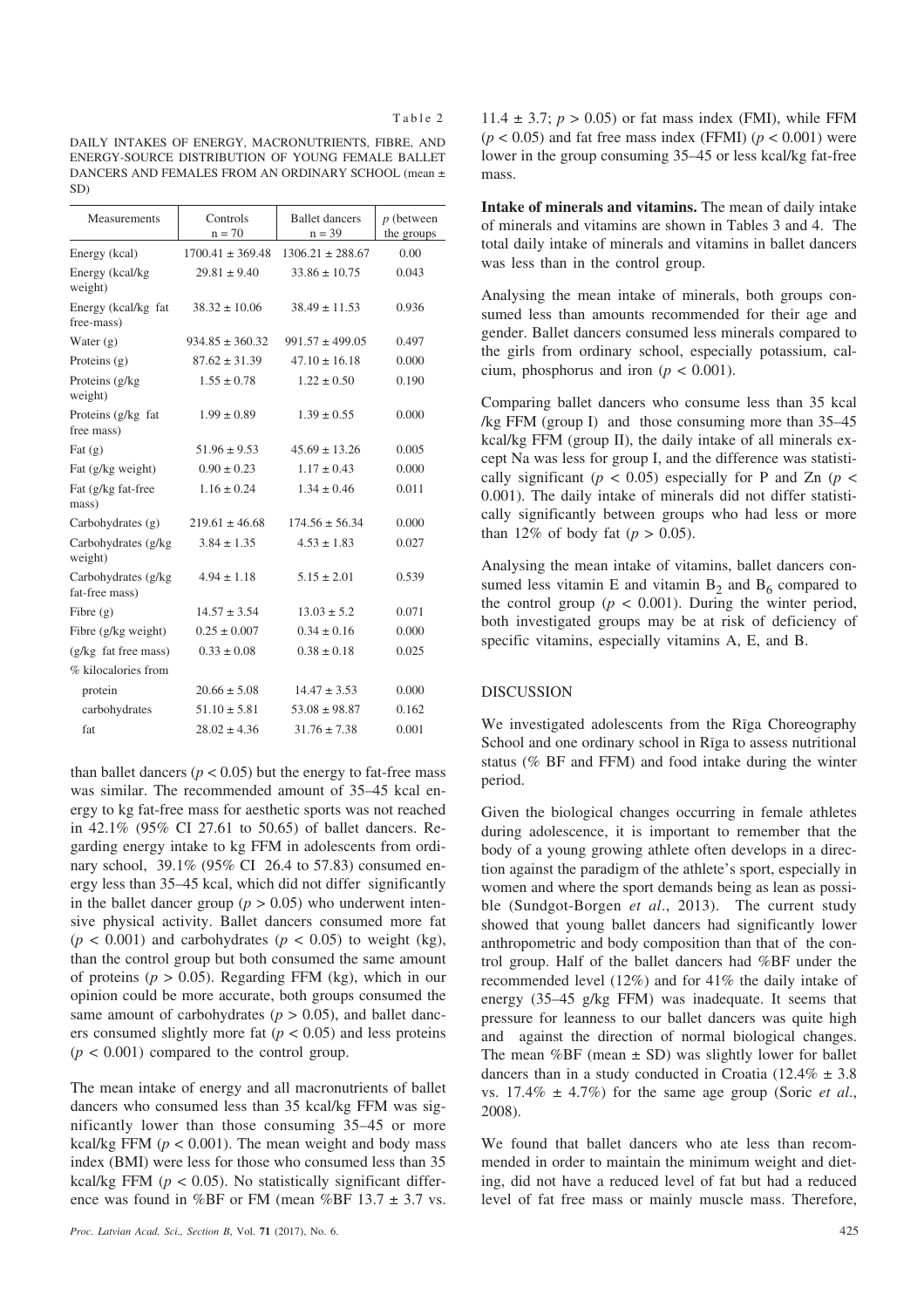Table 2

DAILY INTAKES OF ENERGY, MACRONUTRIENTS, FIBRE, AND ENERGY-SOURCE DISTRIBUTION OF YOUNG FEMALE BALLET DANCERS AND FEMALES FROM AN ORDINARY SCHOOL (mean ± SD)

| Measurements | Controls n = 70 | Ballet dancers n = 39 | *p* (between the groups |
|---|---|---|---|
| Energy (kcal) | 1700.41 ± 369.48 | 1306.21 ± 288.67 | 0.00 |
| Energy (kcal/kg weight) | 29.81 ± 9.40 | 33.86 ± 10.75 | 0.043 |
| Energy (kcal/kg fat free-mass) | 38.32 ± 10.06 | 38.49 ± 11.53 | 0.936 |
| Water (g) | 934.85 ± 360.32 | 991.57 ± 499.05 | 0.497 |
| Proteins (g) | 87.62 ± 31.39 | 47.10 ± 16.18 | 0.000 |
| Proteins (g/kg weight) | 1.55 ± 0.78 | 1.22 ± 0.50 | 0.190 |
| Proteins (g/kg fat free mass) | 1.99 ± 0.89 | 1.39 ± 0.55 | 0.000 |
| Fat (g) | 51.96 ± 9.53 | 45.69 ± 13.26 | 0.005 |
| Fat (g/kg weight) | 0.90 ± 0.23 | 1.17 ± 0.43 | 0.000 |
| Fat (g/kg fat-free mass) | 1.16 ± 0.24 | 1.34 ± 0.46 | 0.011 |
| Carbohydrates (g) | 219.61 ± 46.68 | 174.56 ± 56.34 | 0.000 |
| Carbohydrates (g/kg weight) | 3.84 ± 1.35 | 4.53 ± 1.83 | 0.027 |
| Carbohydrates (g/kg fat-free mass) | 4.94 ± 1.18 | 5.15 ± 2.01 | 0.539 |
| Fibre (g) | 14.57 ± 3.54 | 13.03 ± 5.2 | 0.071 |
| Fibre (g/kg weight) | 0.25 ± 0.007 | 0.34 ± 0.16 | 0.000 |
| (g/kg fat free mass) | 0.33 ± 0.08 | 0.38 ± 0.18 | 0.025 |
| % kilocalories from | | | |
| protein | 20.66 ± 5.08 | 14.47 ± 3.53 | 0.000 |
| carbohydrates | 51.10 ± 5.81 | 53.08 ± 98.87 | 0.162 |
| fat | 28.02 ± 4.36 | 31.76 ± 7.38 | 0.001 |

than ballet dancers ($p < 0.05$) but the energy to fat-free mass was similar. The recommended amount of 35–45 kcal energy to kg fat-free mass for aesthetic sports was not reached in 42.1% (95% CI 27.61 to 50.65) of ballet dancers. Regarding energy intake to kg FFM in adolescents from ordinary school, 39.1% (95% CI 26.4 to 57.83) consumed energy less than 35–45 kcal, which did not differ significantly in the ballet dancer group ($p > 0.05$) who underwent intensive physical activity. Ballet dancers consumed more fat ($p < 0.001$) and carbohydrates ($p < 0.05$) to weight (kg), than the control group but both consumed the same amount of proteins ($p > 0.05$). Regarding FFM (kg), which in our opinion could be more accurate, both groups consumed the same amount of carbohydrates ($p > 0.05$), and ballet dancers consumed slightly more fat ($p < 0.05$) and less proteins ($p < 0.001$) compared to the control group.

The mean intake of energy and all macronutrients of ballet dancers who consumed less than 35 kcal/kg FFM was significantly lower than those consuming 35–45 or more kcal/kg FFM ($p < 0.001$). The mean weight and body mass index (BMI) were less for those who consumed less than 35 kcal/kg FFM ($p < 0.05$). No statistically significant difference was found in %BF or FM (mean %BF 13.7 ± 3.7 vs. 11.4 ± 3.7; $p > 0.05$) or fat mass index (FMI), while FFM ($p < 0.05$) and fat free mass index (FFMI) ($p < 0.001$) were lower in the group consuming 35–45 or less kcal/kg fat-free mass.

**Intake of minerals and vitamins.** The mean of daily intake of minerals and vitamins are shown in Tables 3 and 4. The total daily intake of minerals and vitamins in ballet dancers was less than in the control group.

Analysing the mean intake of minerals, both groups consumed less than amounts recommended for their age and gender. Ballet dancers consumed less minerals compared to the girls from ordinary school, especially potassium, calcium, phosphorus and iron ($p < 0.001$).

Comparing ballet dancers who consume less than 35 kcal /kg FFM (group I) and those consuming more than 35–45 kcal/kg FFM (group II), the daily intake of all minerals except Na was less for group I, and the difference was statistically significant ($p < 0.05$) especially for P and Zn ($p < 0.001$). The daily intake of minerals did not differ statistically significantly between groups who had less or more than 12% of body fat ($p > 0.05$).

Analysing the mean intake of vitamins, ballet dancers consumed less vitamin E and vitamin $B_2$ and $B_6$ compared to the control group ($p < 0.001$). During the winter period, both investigated groups may be at risk of deficiency of specific vitamins, especially vitamins A, E, and B.

## DISCUSSION

We investigated adolescents from the Rīga Choreography School and one ordinary school in Rīga to assess nutritional status (% BF and FFM) and food intake during the winter period.

Given the biological changes occurring in female athletes during adolescence, it is important to remember that the body of a young growing athlete often develops in a direction against the paradigm of the athlete's sport, especially in women and where the sport demands being as lean as possible (Sundgot-Borgen *et al*., 2013). The current study showed that young ballet dancers had significantly lower anthropometric and body composition than that of the control group. Half of the ballet dancers had %BF under the recommended level (12%) and for 41% the daily intake of energy (35–45 g/kg FFM) was inadequate. It seems that pressure for leanness to our ballet dancers was quite high and against the direction of normal biological changes. The mean %BF (mean ± SD) was slightly lower for ballet dancers than in a study conducted in Croatia (12.4% ± 3.8 vs. 17.4% ± 4.7%) for the same age group (Soric *et al*., 2008).

We found that ballet dancers who ate less than recommended in order to maintain the minimum weight and dieting, did not have a reduced level of fat but had a reduced level of fat free mass or mainly muscle mass. Therefore,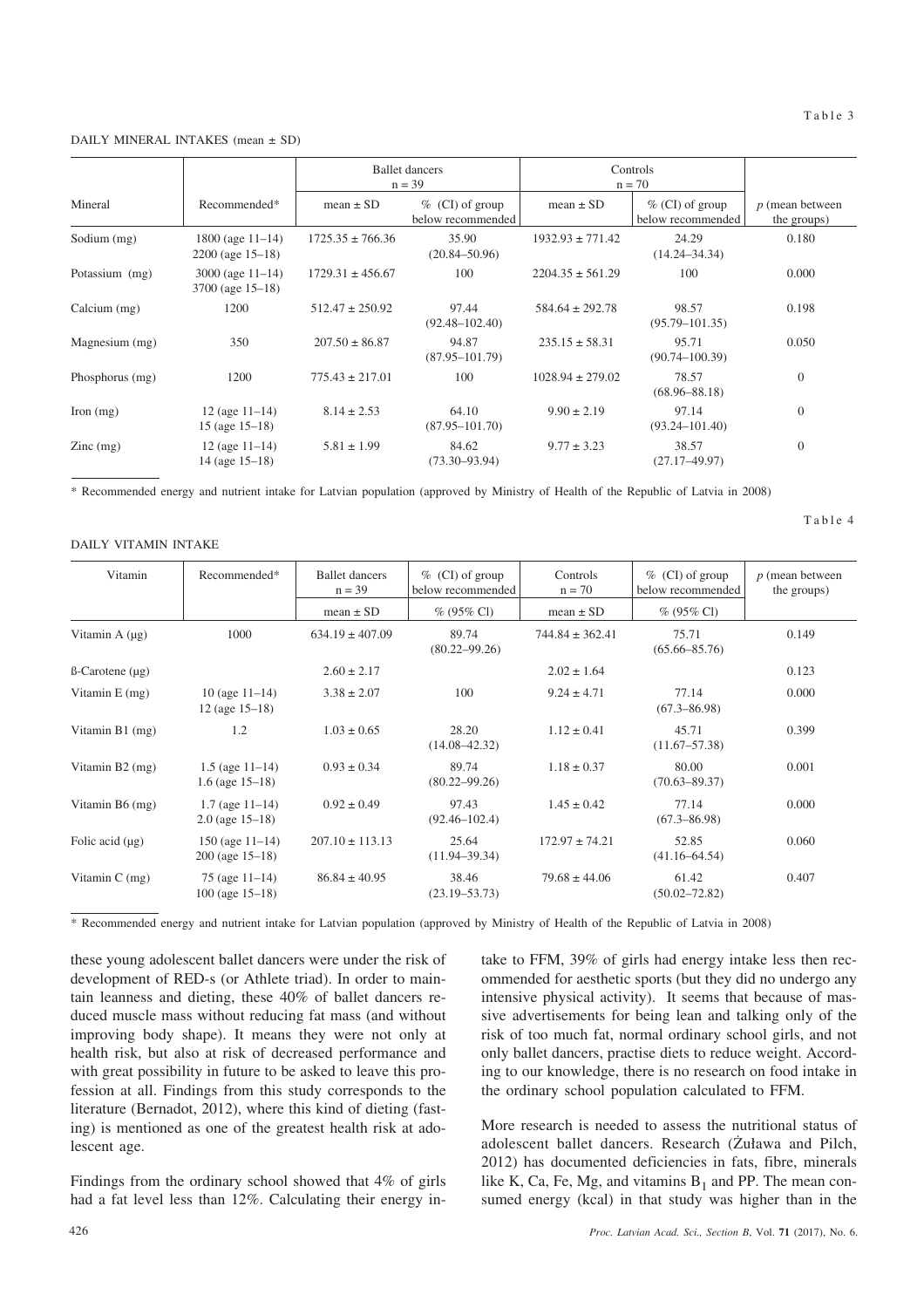Table 3

DAILY MINERAL INTAKES (mean ± SD)

| Mineral | Recommended* | Ballet dancers n = 39 | | Controls n = 70 | | p (mean between the groups) |
|---|---|---|---|---|---|---|
| | | mean ± SD | % (CI) of group below recommended | mean ± SD | % (CI) of group below recommended | |
| Sodium (mg) | 1800 (age 11–14) 2200 (age 15–18) | 1725.35 ± 766.36 | 35.90 (20.84–50.96) | 1932.93 ± 771.42 | 24.29 (14.24–34.34) | 0.180 |
| Potassium (mg) | 3000 (age 11–14) 3700 (age 15–18) | 1729.31 ± 456.67 | 100 | 2204.35 ± 561.29 | 100 | 0.000 |
| Calcium (mg) | 1200 | 512.47 ± 250.92 | 97.44 (92.48–102.40) | 584.64 ± 292.78 | 98.57 (95.79–101.35) | 0.198 |
| Magnesium (mg) | 350 | 207.50 ± 86.87 | 94.87 (87.95–101.79) | 235.15 ± 58.31 | 95.71 (90.74–100.39) | 0.050 |
| Phosphorus (mg) | 1200 | 775.43 ± 217.01 | 100 | 1028.94 ± 279.02 | 78.57 (68.96–88.18) | 0 |
| Iron (mg) | 12 (age 11–14) 15 (age 15–18) | 8.14 ± 2.53 | 64.10 (87.95–101.70) | 9.90 ± 2.19 | 97.14 (93.24–101.40) | 0 |
| Zinc (mg) | 12 (age 11–14) 14 (age 15–18) | 5.81 ± 1.99 | 84.62 (73.30–93.94) | 9.77 ± 3.23 | 38.57 (27.17–49.97) | 0 |

\* Recommended energy and nutrient intake for Latvian population (approved by Ministry of Health of the Republic of Latvia in 2008)

Table 4

DAILY VITAMIN INTAKE

| Vitamin | Recommended* | Ballet dancers n = 39 | % (CI) of group below recommended | Controls n = 70 | % (CI) of group below recommended | p (mean between the groups) |
|---|---|---|---|---|---|---|
| | | mean ± SD | % (95% CI) | mean ± SD | % (95% CI) | |
| Vitamin A (μg) | 1000 | 634.19 ± 407.09 | 89.74 (80.22–99.26) | 744.84 ± 362.41 | 75.71 (65.66–85.76) | 0.149 |
| ß-Carotene (μg) | | 2.60 ± 2.17 | | 2.02 ± 1.64 | | 0.123 |
| Vitamin E (mg) | 10 (age 11–14) 12 (age 15–18) | 3.38 ± 2.07 | 100 | 9.24 ± 4.71 | 77.14 (67.3–86.98) | 0.000 |
| Vitamin B1 (mg) | 1.2 | 1.03 ± 0.65 | 28.20 (14.08–42.32) | 1.12 ± 0.41 | 45.71 (11.67–57.38) | 0.399 |
| Vitamin B2 (mg) | 1.5 (age 11–14) 1.6 (age 15–18) | 0.93 ± 0.34 | 89.74 (80.22–99.26) | 1.18 ± 0.37 | 80.00 (70.63–89.37) | 0.001 |
| Vitamin B6 (mg) | 1.7 (age 11–14) 2.0 (age 15–18) | 0.92 ± 0.49 | 97.43 (92.46–102.4) | 1.45 ± 0.42 | 77.14 (67.3–86.98) | 0.000 |
| Folic acid (μg) | 150 (age 11–14) 200 (age 15–18) | 207.10 ± 113.13 | 25.64 (11.94–39.34) | 172.97 ± 74.21 | 52.85 (41.16–64.54) | 0.060 |
| Vitamin C (mg) | 75 (age 11–14) 100 (age 15–18) | 86.84 ± 40.95 | 38.46 (23.19–53.73) | 79.68 ± 44.06 | 61.42 (50.02–72.82) | 0.407 |

\* Recommended energy and nutrient intake for Latvian population (approved by Ministry of Health of the Republic of Latvia in 2008)

these young adolescent ballet dancers were under the risk of development of RED-s (or Athlete triad). In order to maintain leanness and dieting, these 40% of ballet dancers reduced muscle mass without reducing fat mass (and without improving body shape). It means they were not only at health risk, but also at risk of decreased performance and with great possibility in future to be asked to leave this profession at all. Findings from this study corresponds to the literature (Bernadot, 2012), where this kind of dieting (fasting) is mentioned as one of the greatest health risk at adolescent age.

Findings from the ordinary school showed that 4% of girls had a fat level less than 12%. Calculating their energy intake to FFM, 39% of girls had energy intake less then recommended for aesthetic sports (but they did no undergo any intensive physical activity). It seems that because of massive advertisements for being lean and talking only of the risk of too much fat, normal ordinary school girls, and not only ballet dancers, practise diets to reduce weight. According to our knowledge, there is no research on food intake in the ordinary school population calculated to FFM.

More research is needed to assess the nutritional status of adolescent ballet dancers. Research (Żuława and Pilch, 2012) has documented deficiencies in fats, fibre, minerals like K, Ca, Fe, Mg, and vitamins $B_1$ and PP. The mean consumed energy (kcal) in that study was higher than in the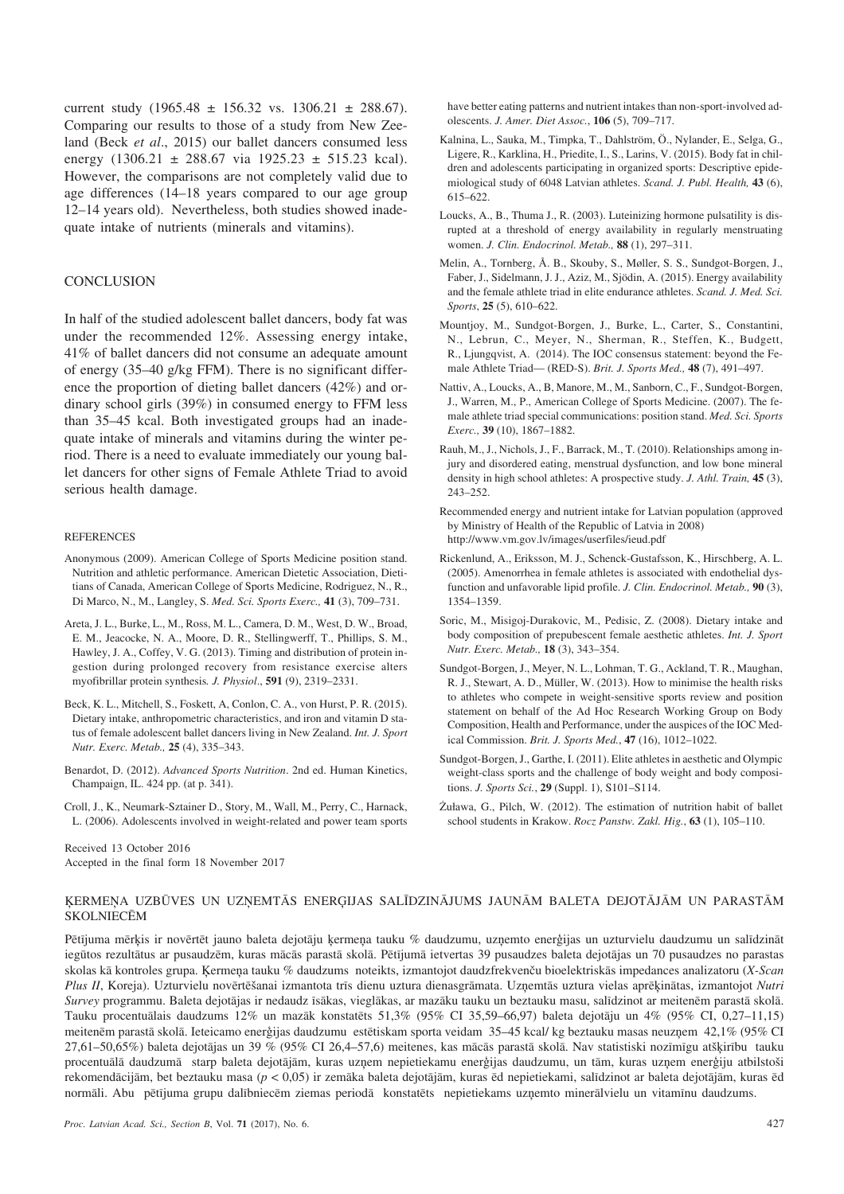current study (1965.48 ± 156.32 vs. 1306.21 ± 288.67). Comparing our results to those of a study from New Zeeland (Beck *et al*., 2015) our ballet dancers consumed less energy (1306.21 ± 288.67 via 1925.23 ± 515.23 kcal). However, the comparisons are not completely valid due to age differences (14–18 years compared to our age group 12–14 years old). Nevertheless, both studies showed inadequate intake of nutrients (minerals and vitamins).

## CONCLUSION

In half of the studied adolescent ballet dancers, body fat was under the recommended 12%. Assessing energy intake, 41% of ballet dancers did not consume an adequate amount of energy (35–40 g/kg FFM). There is no significant difference the proportion of dieting ballet dancers (42%) and ordinary school girls (39%) in consumed energy to FFM less than 35–45 kcal. Both investigated groups had an inadequate intake of minerals and vitamins during the winter period. There is a need to evaluate immediately our young ballet dancers for other signs of Female Athlete Triad to avoid serious health damage.

## REFERENCES

Anonymous (2009). American College of Sports Medicine position stand. Nutrition and athletic performance. American Dietetic Association, Dietitians of Canada, American College of Sports Medicine, Rodriguez, N., R., Di Marco, N., M., Langley, S. *Med. Sci. Sports Exerc.,* **41** (3), 709–731.

Areta, J. L., Burke, L., M., Ross, M. L., Camera, D. M., West, D. W., Broad, E. M., Jeacocke, N. A., Moore, D. R., Stellingwerff, T., Phillips, S. M., Hawley, J. A., Coffey, V. G. (2013). Timing and distribution of protein ingestion during prolonged recovery from resistance exercise alters myofibrillar protein synthesis. *J. Physiol*., **591** (9), 2319–2331.

Beck, K. L., Mitchell, S., Foskett, A, Conlon, C. A., von Hurst, P. R. (2015). Dietary intake, anthropometric characteristics, and iron and vitamin D status of female adolescent ballet dancers living in New Zealand. *Int. J. Sport Nutr. Exerc. Metab.,* **25** (4), 335–343.

Benardot, D. (2012). *Advanced Sports Nutrition*. 2nd ed. Human Kinetics, Champaign, IL. 424 pp. (at p. 341).

Croll, J., K., Neumark-Sztainer D., Story, M., Wall, M., Perry, C., Harnack, L. (2006). Adolescents involved in weight-related and power team sports have better eating patterns and nutrient intakes than non-sport-involved adolescents. *J. Amer. Diet Assoc.*, **106** (5), 709–717.

Kalnina, L., Sauka, M., Timpka, T., Dahlström, Ö., Nylander, E., Selga, G., Ligere, R., Karklina, H., Priedite, I., S., Larins, V. (2015). Body fat in children and adolescents participating in organized sports: Descriptive epidemiological study of 6048 Latvian athletes. *Scand. J. Publ. Health,* **43** (6), 615–622.

Loucks, A., B., Thuma J., R. (2003). Luteinizing hormone pulsatility is disrupted at a threshold of energy availability in regularly menstruating women. *J. Clin. Endocrinol. Metab.,* **88** (1), 297–311.

Melin, A., Tornberg, Å. B., Skouby, S., Møller, S. S., Sundgot-Borgen, J., Faber, J., Sidelmann, J. J., Aziz, M., Sjödin, A. (2015). Energy availability and the female athlete triad in elite endurance athletes. *Scand. J. Med. Sci. Sports*, **25** (5), 610–622.

Mountjoy, M., Sundgot-Borgen, J., Burke, L., Carter, S., Constantini, N., Lebrun, C., Meyer, N., Sherman, R., Steffen, K., Budgett, R., Ljungqvist, A. (2014). The IOC consensus statement: beyond the Female Athlete Triad— (RED-S). *Brit. J. Sports Med.,* **48** (7), 491–497.

Nattiv, A., Loucks, A., B, Manore, M., M., Sanborn, C., F., Sundgot-Borgen, J., Warren, M., P., American College of Sports Medicine. (2007). The female athlete triad special communications: position stand. *Med. Sci. Sports Exerc.,* **39** (10), 1867–1882.

Rauh, M., J., Nichols, J., F., Barrack, M., T. (2010). Relationships among injury and disordered eating, menstrual dysfunction, and low bone mineral density in high school athletes: A prospective study. *J. Athl. Train,* **45** (3), 243–252.

Recommended energy and nutrient intake for Latvian population (approved by Ministry of Health of the Republic of Latvia in 2008) http://www.vm.gov.lv/images/userfiles/ieud.pdf

Rickenlund, A., Eriksson, M. J., Schenck-Gustafsson, K., Hirschberg, A. L. (2005). Amenorrhea in female athletes is associated with endothelial dysfunction and unfavorable lipid profile. *J. Clin. Endocrinol. Metab.,* **90** (3), 1354–1359.

Soric, M., Misigoj-Durakovic, M., Pedisic, Z. (2008). Dietary intake and body composition of prepubescent female aesthetic athletes. *Int. J. Sport Nutr. Exerc. Metab.,* **18** (3), 343–354.

Sundgot-Borgen, J., Meyer, N. L., Lohman, T. G., Ackland, T. R., Maughan, R. J., Stewart, A. D., Müller, W. (2013). How to minimise the health risks to athletes who compete in weight-sensitive sports review and position statement on behalf of the Ad Hoc Research Working Group on Body Composition, Health and Performance, under the auspices of the IOC Medical Commission. *Brit. J. Sports Med.*, **47** (16), 1012–1022.

Sundgot-Borgen, J., Garthe, I. (2011). Elite athletes in aesthetic and Olympic weight-class sports and the challenge of body weight and body compositions. *J. Sports Sci.*, **29** (Suppl. 1), S101–S114.

Żuława, G., Pilch, W. (2012). The estimation of nutrition habit of ballet school students in Krakow. *Rocz Panstw. Zakl. Hig.*, **63** (1), 105–110.

Received 13 October 2016
Accepted in the final form 18 November 2017

## ĶERMEŅA UZBŪVES UN UZŅEMTĀS ENERĢIJAS SALĪDZINĀJUMS JAUNĀM BALETA DEJOTĀJĀM UN PARASTĀM SKOLNIECĒM

Pētījuma mērķis ir novērtēt jauno baleta dejotāju ķermeņa tauku % daudzumu, uzņemto enerģijas un uzturvielu daudzumu un salīdzināt iegūtos rezultātus ar pusaudzēm, kuras mācās parastā skolā. Pētījumā ietvertas 39 pusaudzes baleta dejotājas un 70 pusaudzes no parastas skolas kā kontroles grupa. Ķermeņa tauku % daudzums noteikts, izmantojot daudzfrekvenču bioelektriskās impedances analizatoru (*X-Scan Plus II*, Koreja). Uzturvielu novērtēšanai izmantota trīs dienu uztura dienasgrāmata. Uzņemtās uztura vielas aprēķinātas, izmantojot *Nutri Survey* programmu. Baleta dejotājas ir nedaudz īsākas, vieglākas, ar mazāku tauku un beztauku masu, salīdzinot ar meitenēm parastā skolā. Tauku procentuālais daudzums 12% un mazāk konstatēts 51,3% (95% CI 35,59–66,97) baleta dejotāju un 4% (95% CI, 0,27–11,15) meitenēm parastā skolā. Ieteicamo enerģijas daudzumu estētiskam sporta veidam 35–45 kcal/ kg beztauku masas neuzņem 42,1% (95% CI 27,61–50,65%) baleta dejotājas un 39 % (95% CI 26,4–57,6) meitenes, kas mācās parastā skolā. Nav statistiski nozīmīgu atšķirību tauku procentuālā daudzumā starp baleta dejotājām, kuras uzņem nepietiekamu enerģijas daudzumu, un tām, kuras uzņem enerģiju atbilstoši rekomendācijām, bet beztauku masa ($p < 0{,}05$) ir zemāka baleta dejotājām, kuras ēd nepietiekami, salīdzinot ar baleta dejotājām, kuras ēd normāli. Abu pētījuma grupu dalībniecēm ziemas periodā konstatēts nepietiekams uzņemto minerālvielu un vitamīnu daudzums.